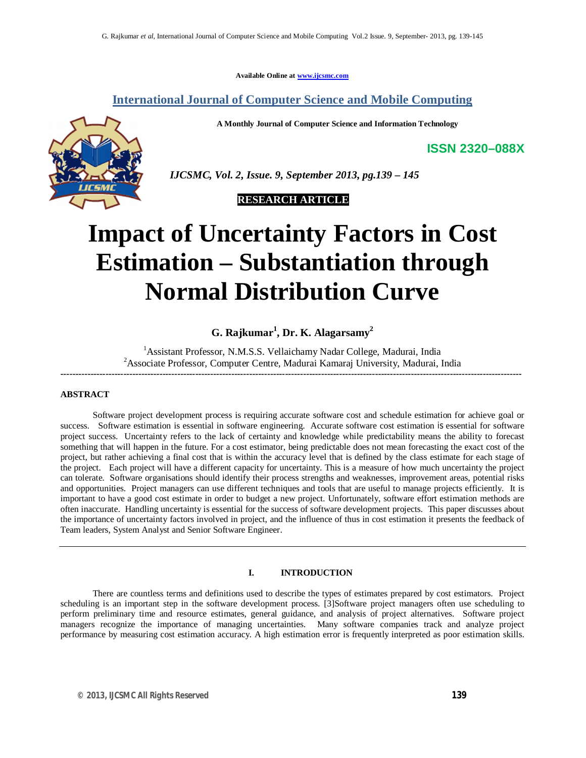Available Online at www.ijcsmc.com

**International Journal of Computer Science and Mobile Computing**

**A Monthly Journal of Computer Science and Information Technology**

**ISSN 2320–088X**

***IJCSMC, Vol. 2, Issue. 9, September 2013, pg.139 – 145***

**RESEARCH ARTICLE**

# Impact of Uncertainty Factors in Cost Estimation – Substantiation through Normal Distribution Curve

**G. Rajkumar[1], Dr. K. Alagarsamy[2]**

[1]Assistant Professor, N.M.S.S. Vellaichamy Nadar College, Madurai, India
[2]Associate Professor, Computer Centre, Madurai Kamaraj University, Madurai, India

## ABSTRACT

Software project development process is requiring accurate software cost and schedule estimation for achieve goal or success. Software estimation is essential in software engineering. Accurate software cost estimation is essential for software project success. Uncertainty refers to the lack of certainty and knowledge while predictability means the ability to forecast something that will happen in the future. For a cost estimator, being predictable does not mean forecasting the exact cost of the project, but rather achieving a final cost that is within the accuracy level that is defined by the class estimate for each stage of the project. Each project will have a different capacity for uncertainty. This is a measure of how much uncertainty the project can tolerate. Software organisations should identify their process strengths and weaknesses, improvement areas, potential risks and opportunities. Project managers can use different techniques and tools that are useful to manage projects efficiently. It is important to have a good cost estimate in order to budget a new project. Unfortunately, software effort estimation methods are often inaccurate. Handling uncertainty is essential for the success of software development projects. This paper discusses about the importance of uncertainty factors involved in project, and the influence of thus in cost estimation it presents the feedback of Team leaders, System Analyst and Senior Software Engineer.

## I. INTRODUCTION

There are countless terms and definitions used to describe the types of estimates prepared by cost estimators. Project scheduling is an important step in the software development process. [3]Software project managers often use scheduling to perform preliminary time and resource estimates, general guidance, and analysis of project alternatives. Software project managers recognize the importance of managing uncertainties. Many software companies track and analyze project performance by measuring cost estimation accuracy. A high estimation error is frequently interpreted as poor estimation skills.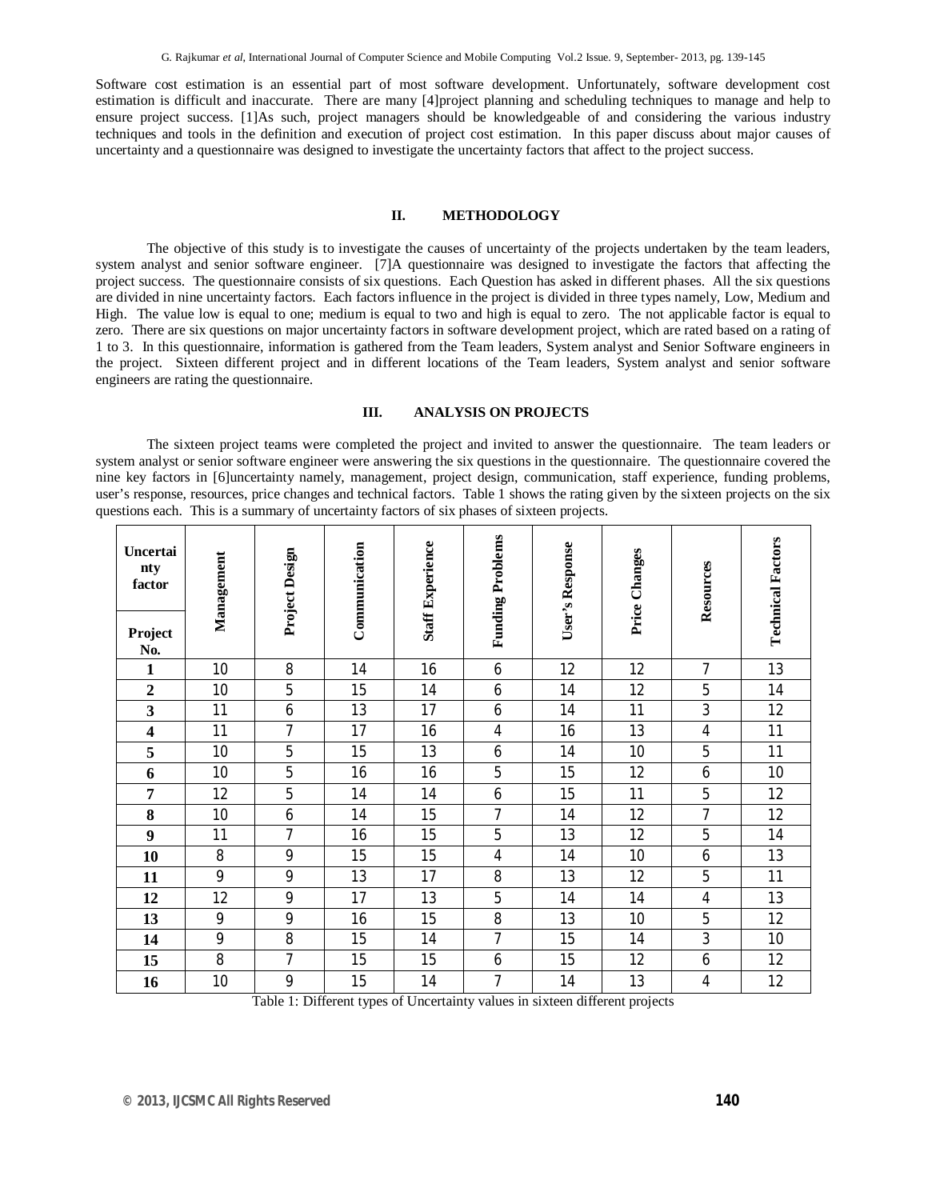Software cost estimation is an essential part of most software development. Unfortunately, software development cost estimation is difficult and inaccurate. There are many [4]project planning and scheduling techniques to manage and help to ensure project success. [1]As such, project managers should be knowledgeable of and considering the various industry techniques and tools in the definition and execution of project cost estimation. In this paper discuss about major causes of uncertainty and a questionnaire was designed to investigate the uncertainty factors that affect to the project success.

## II. METHODOLOGY

The objective of this study is to investigate the causes of uncertainty of the projects undertaken by the team leaders, system analyst and senior software engineer. [7]A questionnaire was designed to investigate the factors that affecting the project success. The questionnaire consists of six questions. Each Question has asked in different phases. All the six questions are divided in nine uncertainty factors. Each factors influence in the project is divided in three types namely, Low, Medium and High. The value low is equal to one; medium is equal to two and high is equal to zero. The not applicable factor is equal to zero. There are six questions on major uncertainty factors in software development project, which are rated based on a rating of 1 to 3. In this questionnaire, information is gathered from the Team leaders, System analyst and Senior Software engineers in the project. Sixteen different project and in different locations of the Team leaders, System analyst and senior software engineers are rating the questionnaire.

## III. ANALYSIS ON PROJECTS

The sixteen project teams were completed the project and invited to answer the questionnaire. The team leaders or system analyst or senior software engineer were answering the six questions in the questionnaire. The questionnaire covered the nine key factors in [6]uncertainty namely, management, project design, communication, staff experience, funding problems, user's response, resources, price changes and technical factors. Table 1 shows the rating given by the sixteen projects on the six questions each. This is a summary of uncertainty factors of six phases of sixteen projects.

| Uncertainty factor / Project No. | Management | Project Design | Communication | Staff Experience | Funding Problems | User's Response | Price Changes | Resources | Technical Factors |
|---|---|---|---|---|---|---|---|---|---|
| **1** | 10 | 8 | 14 | 16 | 6 | 12 | 12 | 7 | 13 |
| **2** | 10 | 5 | 15 | 14 | 6 | 14 | 12 | 5 | 14 |
| **3** | 11 | 6 | 13 | 17 | 6 | 14 | 11 | 3 | 12 |
| **4** | 11 | 7 | 17 | 16 | 4 | 16 | 13 | 4 | 11 |
| **5** | 10 | 5 | 15 | 13 | 6 | 14 | 10 | 5 | 11 |
| **6** | 10 | 5 | 16 | 16 | 5 | 15 | 12 | 6 | 10 |
| **7** | 12 | 5 | 14 | 14 | 6 | 15 | 11 | 5 | 12 |
| **8** | 10 | 6 | 14 | 15 | 7 | 14 | 12 | 7 | 12 |
| **9** | 11 | 7 | 16 | 15 | 5 | 13 | 12 | 5 | 14 |
| **10** | 8 | 9 | 15 | 15 | 4 | 14 | 10 | 6 | 13 |
| **11** | 9 | 9 | 13 | 17 | 8 | 13 | 12 | 5 | 11 |
| **12** | 12 | 9 | 17 | 13 | 5 | 14 | 14 | 4 | 13 |
| **13** | 9 | 9 | 16 | 15 | 8 | 13 | 10 | 5 | 12 |
| **14** | 9 | 8 | 15 | 14 | 7 | 15 | 14 | 3 | 10 |
| **15** | 8 | 7 | 15 | 15 | 6 | 15 | 12 | 6 | 12 |
| **16** | 10 | 9 | 15 | 14 | 7 | 14 | 13 | 4 | 12 |

Table 1: Different types of Uncertainty values in sixteen different projects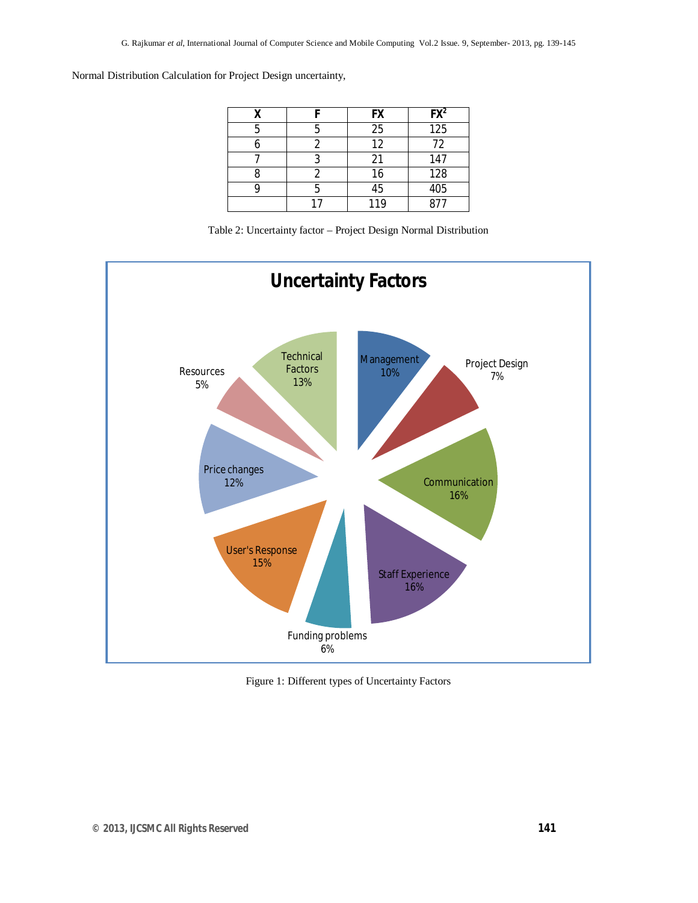Normal Distribution Calculation for Project Design uncertainty,

| X | F | FX | FX$^2$ |
|---|---|---|---|
| 5 | 5 | 25 | 125 |
| 6 | 2 | 12 | 72 |
| 7 | 3 | 21 | 147 |
| 8 | 2 | 16 | 128 |
| 9 | 5 | 45 | 405 |
|  | 17 | 119 | 877 |

Table 2: Uncertainty factor – Project Design Normal Distribution

Figure 1: Different types of Uncertainty Factors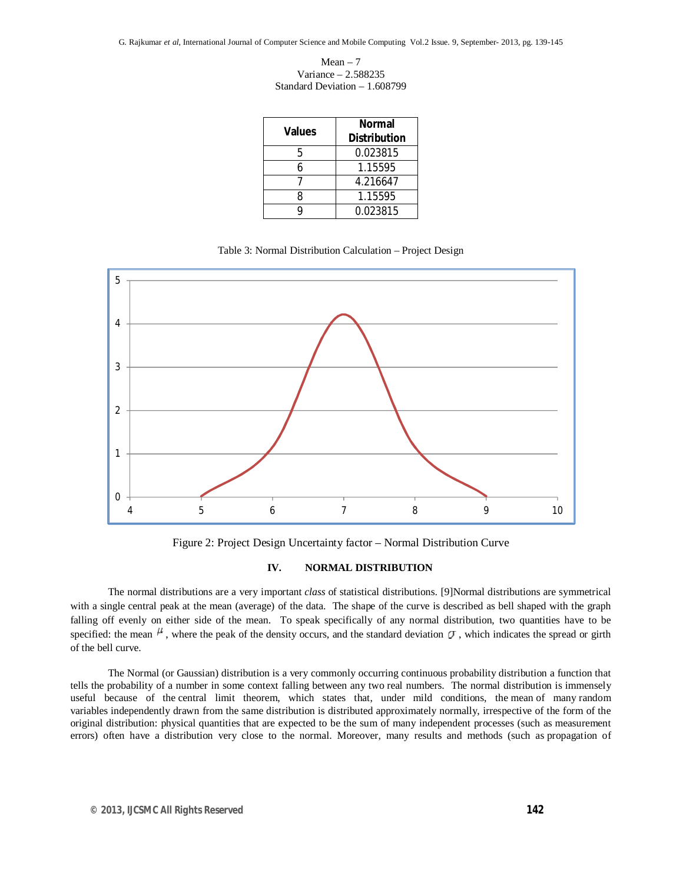Mean – 7
Variance – 2.588235
Standard Deviation – 1.608799

| Values | Normal Distribution |
|---|---|
| 5 | 0.023815 |
| 6 | 1.15595 |
| 7 | 4.216647 |
| 8 | 1.15595 |
| 9 | 0.023815 |

Table 3: Normal Distribution Calculation – Project Design

Figure 2: Project Design Uncertainty factor – Normal Distribution Curve

## IV. NORMAL DISTRIBUTION

The normal distributions are a very important *class* of statistical distributions. [9]Normal distributions are symmetrical with a single central peak at the mean (average) of the data. The shape of the curve is described as bell shaped with the graph falling off evenly on either side of the mean. To speak specifically of any normal distribution, two quantities have to be specified: the mean $\mu$, where the peak of the density occurs, and the standard deviation $\sigma$, which indicates the spread or girth of the bell curve.

The Normal (or Gaussian) distribution is a very commonly occurring continuous probability distribution a function that tells the probability of a number in some context falling between any two real numbers. The normal distribution is immensely useful because of the central limit theorem, which states that, under mild conditions, the mean of many random variables independently drawn from the same distribution is distributed approximately normally, irrespective of the form of the original distribution: physical quantities that are expected to be the sum of many independent processes (such as measurement errors) often have a distribution very close to the normal. Moreover, many results and methods (such as propagation of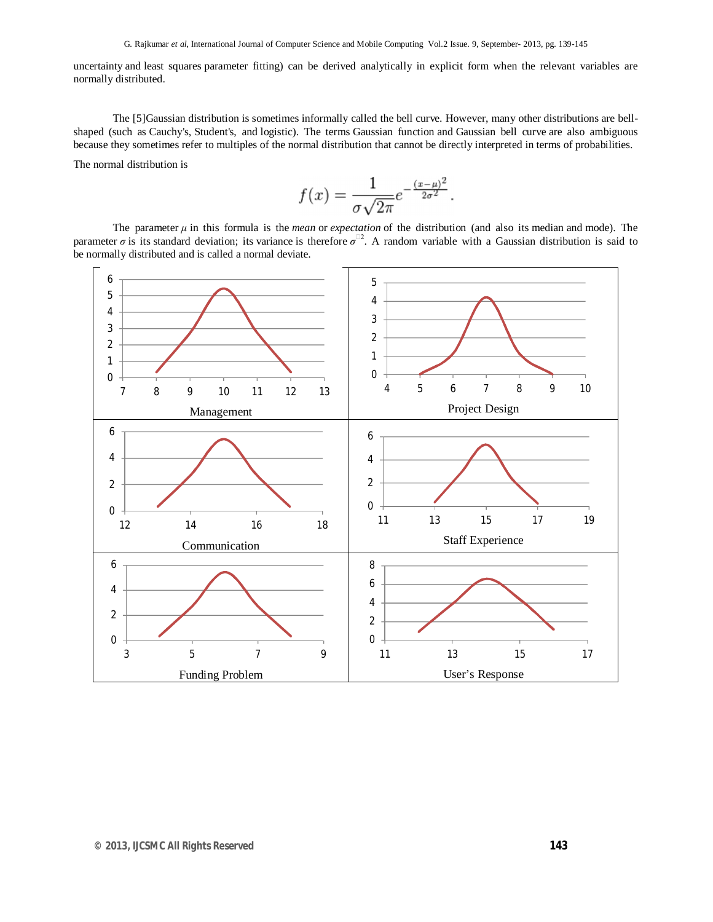uncertainty and least squares parameter fitting) can be derived analytically in explicit form when the relevant variables are normally distributed.

The [5]Gaussian distribution is sometimes informally called the bell curve. However, many other distributions are bell-shaped (such as Cauchy's, Student's, and logistic). The terms Gaussian function and Gaussian bell curve are also ambiguous because they sometimes refer to multiples of the normal distribution that cannot be directly interpreted in terms of probabilities.

The normal distribution is

$$f(x) = \frac{1}{\sigma\sqrt{2\pi}} e^{-\frac{(x-\mu)^2}{2\sigma^2}}.$$

The parameter $\mu$ in this formula is the *mean* or *expectation* of the distribution (and also its median and mode). The parameter $\sigma$ is its standard deviation; its variance is therefore $\sigma^2$. A random variable with a Gaussian distribution is said to be normally distributed and is called a normal deviate.

Management

Project Design

Communication

Staff Experience

Funding Problem

User's Response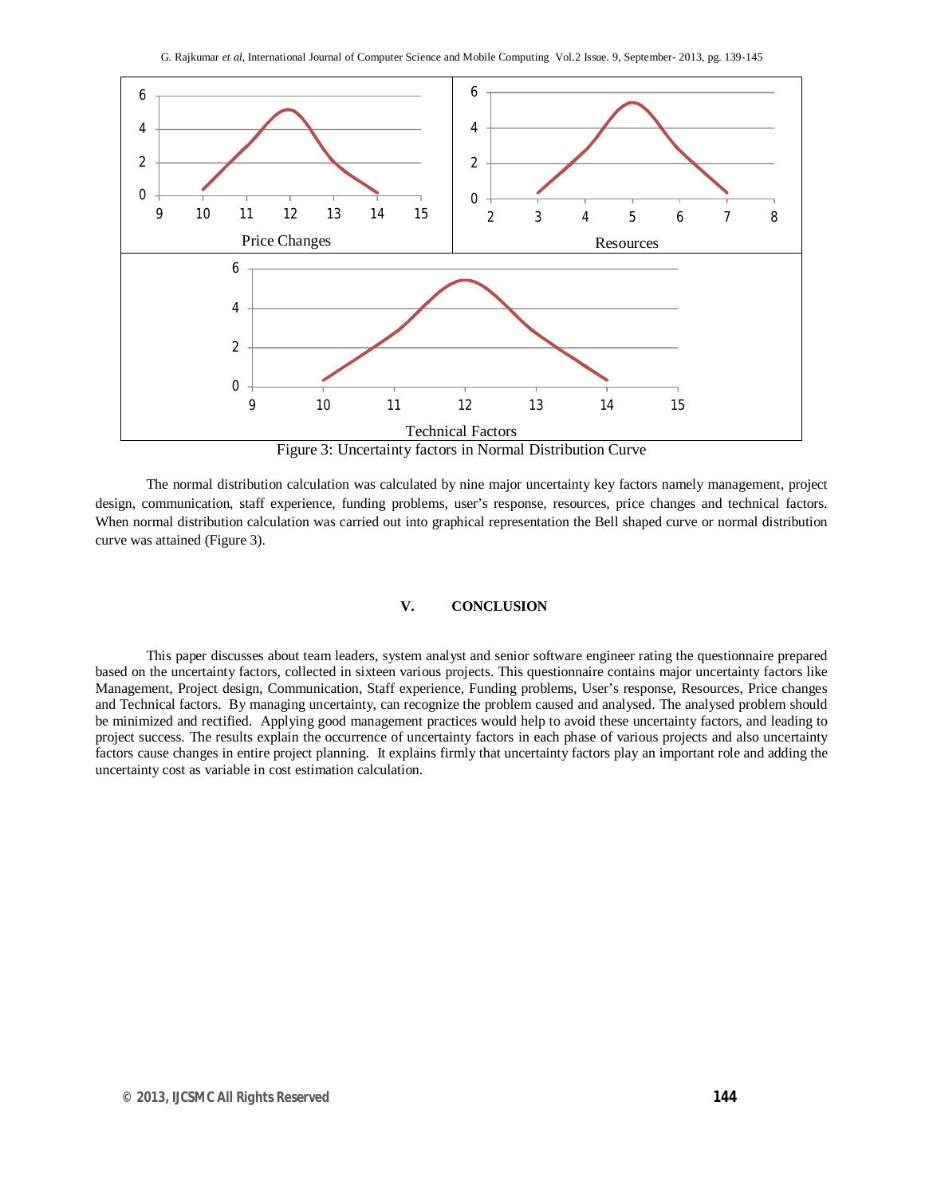Figure 3: Uncertainty factors in Normal Distribution Curve

The normal distribution calculation was calculated by nine major uncertainty key factors namely management, project design, communication, staff experience, funding problems, user's response, resources, price changes and technical factors. When normal distribution calculation was carried out into graphical representation the Bell shaped curve or normal distribution curve was attained (Figure 3).

## V. CONCLUSION

This paper discusses about team leaders, system analyst and senior software engineer rating the questionnaire prepared based on the uncertainty factors, collected in sixteen various projects. This questionnaire contains major uncertainty factors like Management, Project design, Communication, Staff experience, Funding problems, User's response, Resources, Price changes and Technical factors. By managing uncertainty, can recognize the problem caused and analysed. The analysed problem should be minimized and rectified. Applying good management practices would help to avoid these uncertainty factors, and leading to project success. The results explain the occurrence of uncertainty factors in each phase of various projects and also uncertainty factors cause changes in entire project planning. It explains firmly that uncertainty factors play an important role and adding the uncertainty cost as variable in cost estimation calculation.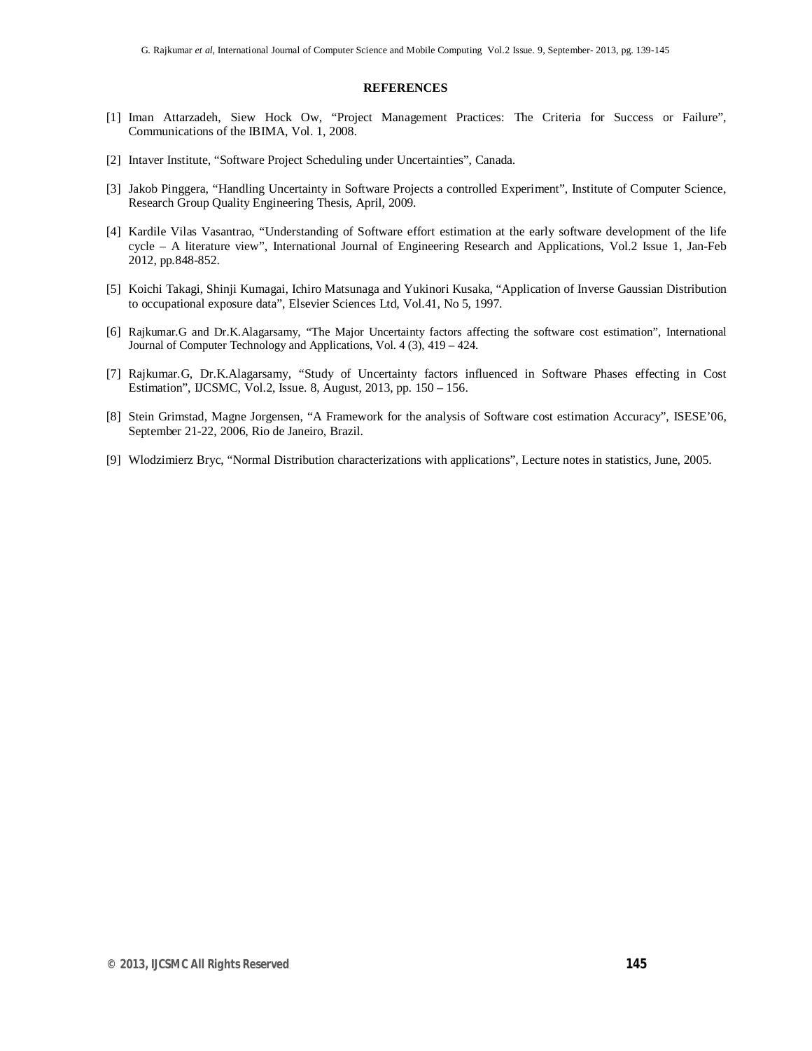# REFERENCES

[1] Iman Attarzadeh, Siew Hock Ow, "Project Management Practices: The Criteria for Success or Failure", Communications of the IBIMA, Vol. 1, 2008.

[2] Intaver Institute, "Software Project Scheduling under Uncertainties", Canada.

[3] Jakob Pinggera, "Handling Uncertainty in Software Projects a controlled Experiment", Institute of Computer Science, Research Group Quality Engineering Thesis, April, 2009.

[4] Kardile Vilas Vasantrao, "Understanding of Software effort estimation at the early software development of the life cycle – A literature view", International Journal of Engineering Research and Applications, Vol.2 Issue 1, Jan-Feb 2012, pp.848-852.

[5] Koichi Takagi, Shinji Kumagai, Ichiro Matsunaga and Yukinori Kusaka, "Application of Inverse Gaussian Distribution to occupational exposure data", Elsevier Sciences Ltd, Vol.41, No 5, 1997.

[6] Rajkumar.G and Dr.K.Alagarsamy, "The Major Uncertainty factors affecting the software cost estimation", International Journal of Computer Technology and Applications, Vol. 4 (3), 419 – 424.

[7] Rajkumar.G, Dr.K.Alagarsamy, "Study of Uncertainty factors influenced in Software Phases effecting in Cost Estimation", IJCSMC, Vol.2, Issue. 8, August, 2013, pp. 150 – 156.

[8] Stein Grimstad, Magne Jorgensen, "A Framework for the analysis of Software cost estimation Accuracy", ISESE'06, September 21-22, 2006, Rio de Janeiro, Brazil.

[9] Wlodzimierz Bryc, "Normal Distribution characterizations with applications", Lecture notes in statistics, June, 2005.